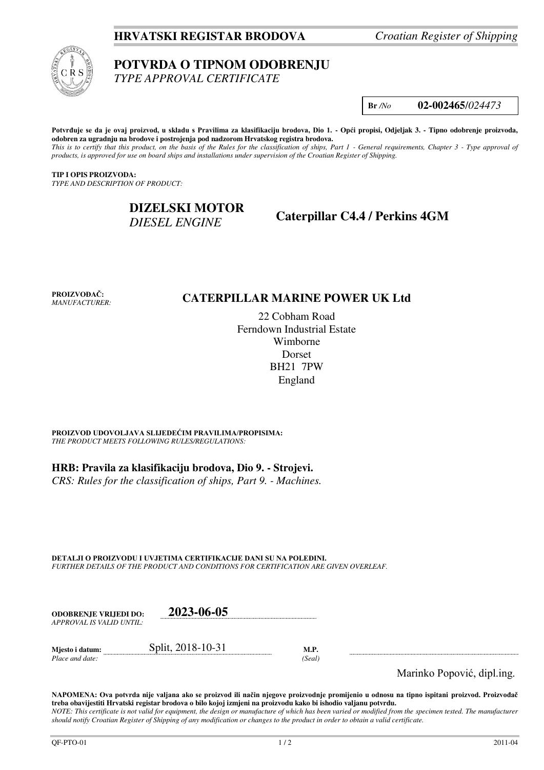**HRVATSKI REGISTAR BRODOVA** *Croatian Register of Shipping*

# POTVRDA O TIPNOM ODOBRENJU
*TYPE APPROVAL CERTIFICATE*

**Br** */No* **02-002465/***024473*

**Potvrđuje se da je ovaj proizvod, u skladu s Pravilima za klasifikaciju brodova, Dio 1. - Opći propisi, Odjeljak 3. - Tipno odobrenje proizvoda, odobren za ugradnju na brodove i postrojenja pod nadzorom Hrvatskog registra brodova.**
*This is to certify that this product, on the basis of the Rules for the classification of ships, Part 1 - General requirements, Chapter 3 - Type approval of products, is approved for use on board ships and installations under supervision of the Croatian Register of Shipping.*

**TIP I OPIS PROIZVODA:**
*TYPE AND DESCRIPTION OF PRODUCT:*

**DIZELSKI MOTOR**
*DIESEL ENGINE*

**Caterpillar C4.4 / Perkins 4GM**

**PROIZVOĐAČ:**
*MANUFACTURER:*

**CATERPILLAR MARINE POWER UK Ltd**

22 Cobham Road
Ferndown Industrial Estate
Wimborne
Dorset
BH21 7PW
England

**PROIZVOD UDOVOLJAVA SLIJEDEĆIM PRAVILIMA/PROPISIMA:**
*THE PRODUCT MEETS FOLLOWING RULES/REGULATIONS:*

**HRB: Pravila za klasifikaciju brodova, Dio 9. - Strojevi.**
*CRS: Rules for the classification of ships, Part 9. - Machines.*

**DETALJI O PROIZVODU I UVJETIMA CERTIFIKACIJE DANI SU NA POLEĐINI.**
*FURTHER DETAILS OF THE PRODUCT AND CONDITIONS FOR CERTIFICATION ARE GIVEN OVERLEAF.*

**ODOBRENJE VRIJEDI DO:** *APPROVAL IS VALID UNTIL:* **2023-06-05**

**Mjesto i datum:** *Place and date:* Split, 2018-10-31

**M.P.** *(Seal)*

Marinko Popović, dipl.ing.

**NAPOMENA: Ova potvrda nije valjana ako se proizvod ili način njegove proizvodnje promijenio u odnosu na tipno ispitani proizvod. Proizvođač treba obavijestiti Hrvatski registar brodova o bilo kojoj izmjeni na proizvodu kako bi ishodio valjanu potvrdu.**
*NOTE: This certificate is not valid for equipment, the design or manufacture of which has been varied or modified from the specimen tested. The manufacturer should notify Croatian Register of Shipping of any modification or changes to the product in order to obtain a valid certificate.*

QF-PTO-01 2011-04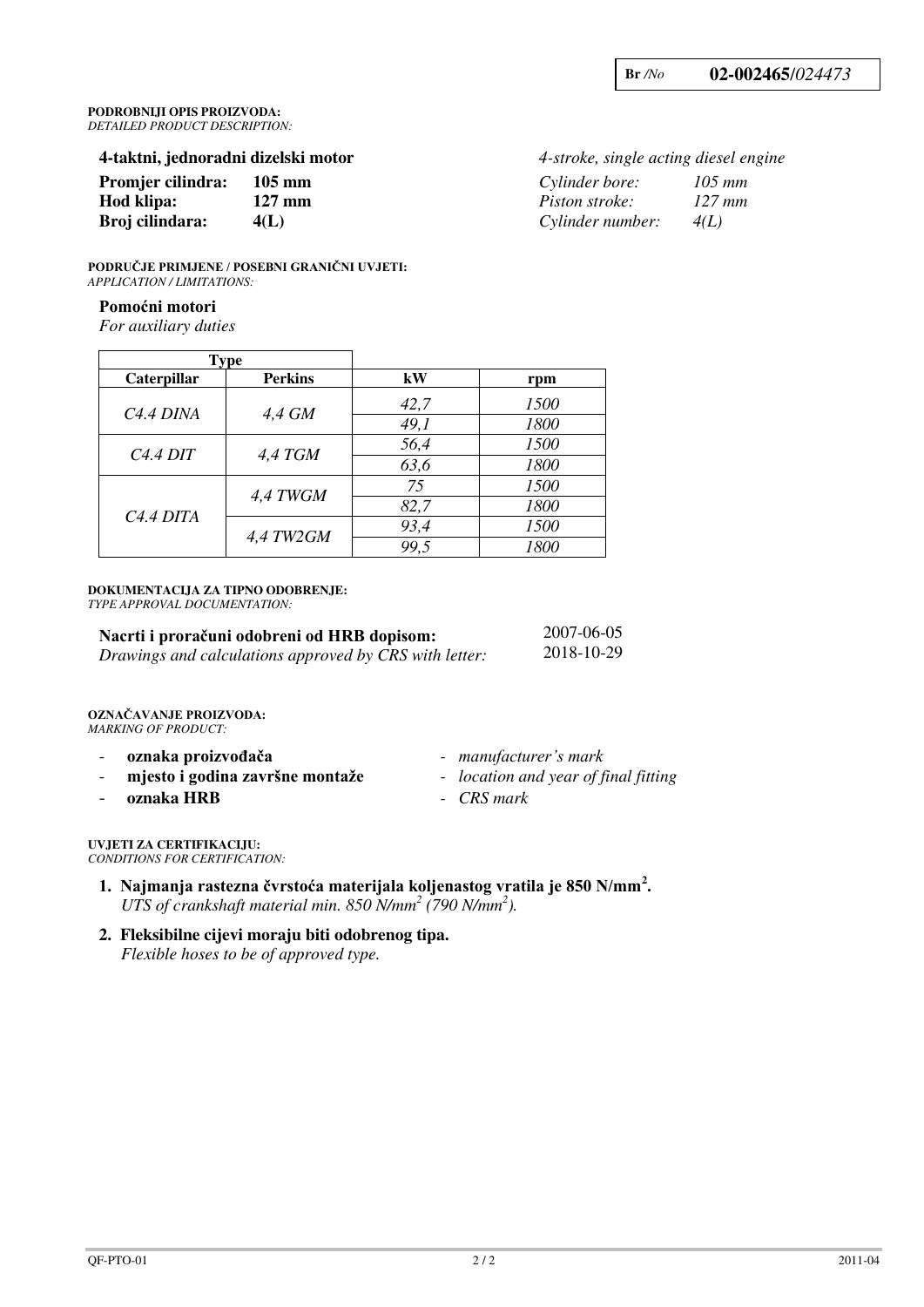**Br /No** **02-002465/*024473***

**PODROBNIJI OPIS PROIZVODA:**
*DETAILED PRODUCT DESCRIPTION:*

**4-taktni, jednoradni dizelski motor**

| | |
|---|---|
| **Promjer cilindra:** | **105 mm** |
| **Hod klipa:** | **127 mm** |
| **Broj cilindara:** | **4(L)** |

*4-stroke, single acting diesel engine*

| | |
|---|---|
| *Cylinder bore:* | *105 mm* |
| *Piston stroke:* | *127 mm* |
| *Cylinder number:* | *4(L)* |

**PODRUČJE PRIMJENE / POSEBNI GRANIČNI UVJETI:**
*APPLICATION / LIMITATIONS:*

**Pomoćni motori**
*For auxiliary duties*

| Type | | | |
|---|---|---|---|
| **Caterpillar** | **Perkins** | **kW** | **rpm** |
| *C4.4 DINA* | *4,4 GM* | *42,7* | *1500* |
| | | *49,1* | *1800* |
| *C4.4 DIT* | *4,4 TGM* | *56,4* | *1500* |
| | | *63,6* | *1800* |
| *C4.4 DITA* | *4,4 TWGM* | *75* | *1500* |
| | | *82,7* | *1800* |
| | *4,4 TW2GM* | *93,4* | *1500* |
| | | *99,5* | *1800* |

**DOKUMENTACIJA ZA TIPNO ODOBRENJE:**
*TYPE APPROVAL DOCUMENTATION:*

**Nacrti i proračuni odobreni od HRB dopisom:**
*Drawings and calculations approved by CRS with letter:*
2007-06-05
2018-10-29

**OZNAČAVANJE PROIZVODA:**
*MARKING OF PRODUCT:*

- **oznaka proizvođača** - *manufacturer's mark*
- **mjesto i godina završne montaže** - *location and year of final fitting*
- **oznaka HRB** - *CRS mark*

**UVJETI ZA CERTIFIKACIJU:**
*CONDITIONS FOR CERTIFICATION:*

1. **Najmanja rastezna čvrstoća materijala koljenastog vratila je 850 N/mm².**
   *UTS of crankshaft material min. 850 N/mm² (790 N/mm²).*

2. **Fleksibilne cijevi moraju biti odobrenog tipa.**
   *Flexible hoses to be of approved type.*

QF-PTO-01 2011-04